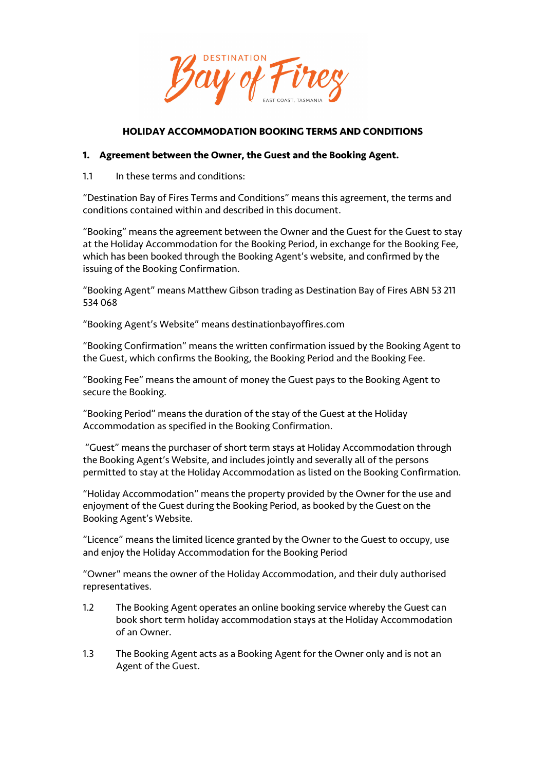# HOLIDAY ACCOMMODATION BOOKING TERMS AND CONDITIONS

## 1. Agreement between the Owner, the Guest and the Booking Agent.

1.1 In these terms and conditions:

"Destination Bay of Fires Terms and Conditions" means this agreement, the terms and conditions contained within and described in this document.

"Booking" means the agreement between the Owner and the Guest for the Guest to stay at the Holiday Accommodation for the Booking Period, in exchange for the Booking Fee, which has been booked through the Booking Agent's website, and confirmed by the issuing of the Booking Confirmation.

"Booking Agent" means Matthew Gibson trading as Destination Bay of Fires ABN 53 211 534 068

"Booking Agent's Website" means destinationbayoffires.com

"Booking Confirmation" means the written confirmation issued by the Booking Agent to the Guest, which confirms the Booking, the Booking Period and the Booking Fee.

"Booking Fee" means the amount of money the Guest pays to the Booking Agent to secure the Booking.

"Booking Period" means the duration of the stay of the Guest at the Holiday Accommodation as specified in the Booking Confirmation.

"Guest" means the purchaser of short term stays at Holiday Accommodation through the Booking Agent's Website, and includes jointly and severally all of the persons permitted to stay at the Holiday Accommodation as listed on the Booking Confirmation.

"Holiday Accommodation" means the property provided by the Owner for the use and enjoyment of the Guest during the Booking Period, as booked by the Guest on the Booking Agent's Website.

"Licence" means the limited licence granted by the Owner to the Guest to occupy, use and enjoy the Holiday Accommodation for the Booking Period

"Owner" means the owner of the Holiday Accommodation, and their duly authorised representatives.

1.2 The Booking Agent operates an online booking service whereby the Guest can book short term holiday accommodation stays at the Holiday Accommodation of an Owner.

1.3 The Booking Agent acts as a Booking Agent for the Owner only and is not an Agent of the Guest.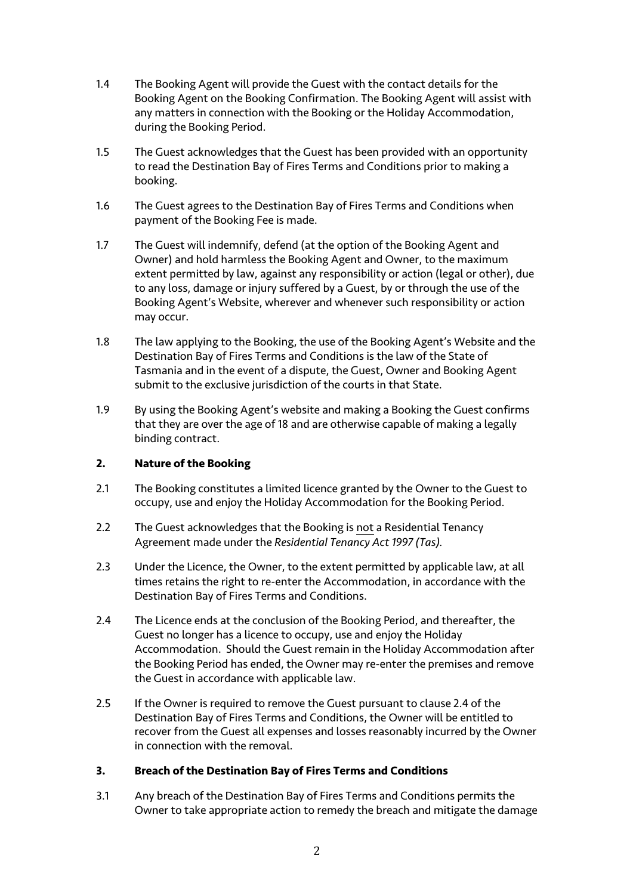1.4 The Booking Agent will provide the Guest with the contact details for the Booking Agent on the Booking Confirmation. The Booking Agent will assist with any matters in connection with the Booking or the Holiday Accommodation, during the Booking Period.

1.5 The Guest acknowledges that the Guest has been provided with an opportunity to read the Destination Bay of Fires Terms and Conditions prior to making a booking.

1.6 The Guest agrees to the Destination Bay of Fires Terms and Conditions when payment of the Booking Fee is made.

1.7 The Guest will indemnify, defend (at the option of the Booking Agent and Owner) and hold harmless the Booking Agent and Owner, to the maximum extent permitted by law, against any responsibility or action (legal or other), due to any loss, damage or injury suffered by a Guest, by or through the use of the Booking Agent's Website, wherever and whenever such responsibility or action may occur.

1.8 The law applying to the Booking, the use of the Booking Agent's Website and the Destination Bay of Fires Terms and Conditions is the law of the State of Tasmania and in the event of a dispute, the Guest, Owner and Booking Agent submit to the exclusive jurisdiction of the courts in that State.

1.9 By using the Booking Agent's website and making a Booking the Guest confirms that they are over the age of 18 and are otherwise capable of making a legally binding contract.

## 2. Nature of the Booking

2.1 The Booking constitutes a limited licence granted by the Owner to the Guest to occupy, use and enjoy the Holiday Accommodation for the Booking Period.

2.2 The Guest acknowledges that the Booking is <u>not</u> a Residential Tenancy Agreement made under the *Residential Tenancy Act 1997 (Tas).*

2.3 Under the Licence, the Owner, to the extent permitted by applicable law, at all times retains the right to re-enter the Accommodation, in accordance with the Destination Bay of Fires Terms and Conditions.

2.4 The Licence ends at the conclusion of the Booking Period, and thereafter, the Guest no longer has a licence to occupy, use and enjoy the Holiday Accommodation. Should the Guest remain in the Holiday Accommodation after the Booking Period has ended, the Owner may re-enter the premises and remove the Guest in accordance with applicable law.

2.5 If the Owner is required to remove the Guest pursuant to clause 2.4 of the Destination Bay of Fires Terms and Conditions, the Owner will be entitled to recover from the Guest all expenses and losses reasonably incurred by the Owner in connection with the removal.

## 3. Breach of the Destination Bay of Fires Terms and Conditions

3.1 Any breach of the Destination Bay of Fires Terms and Conditions permits the Owner to take appropriate action to remedy the breach and mitigate the damage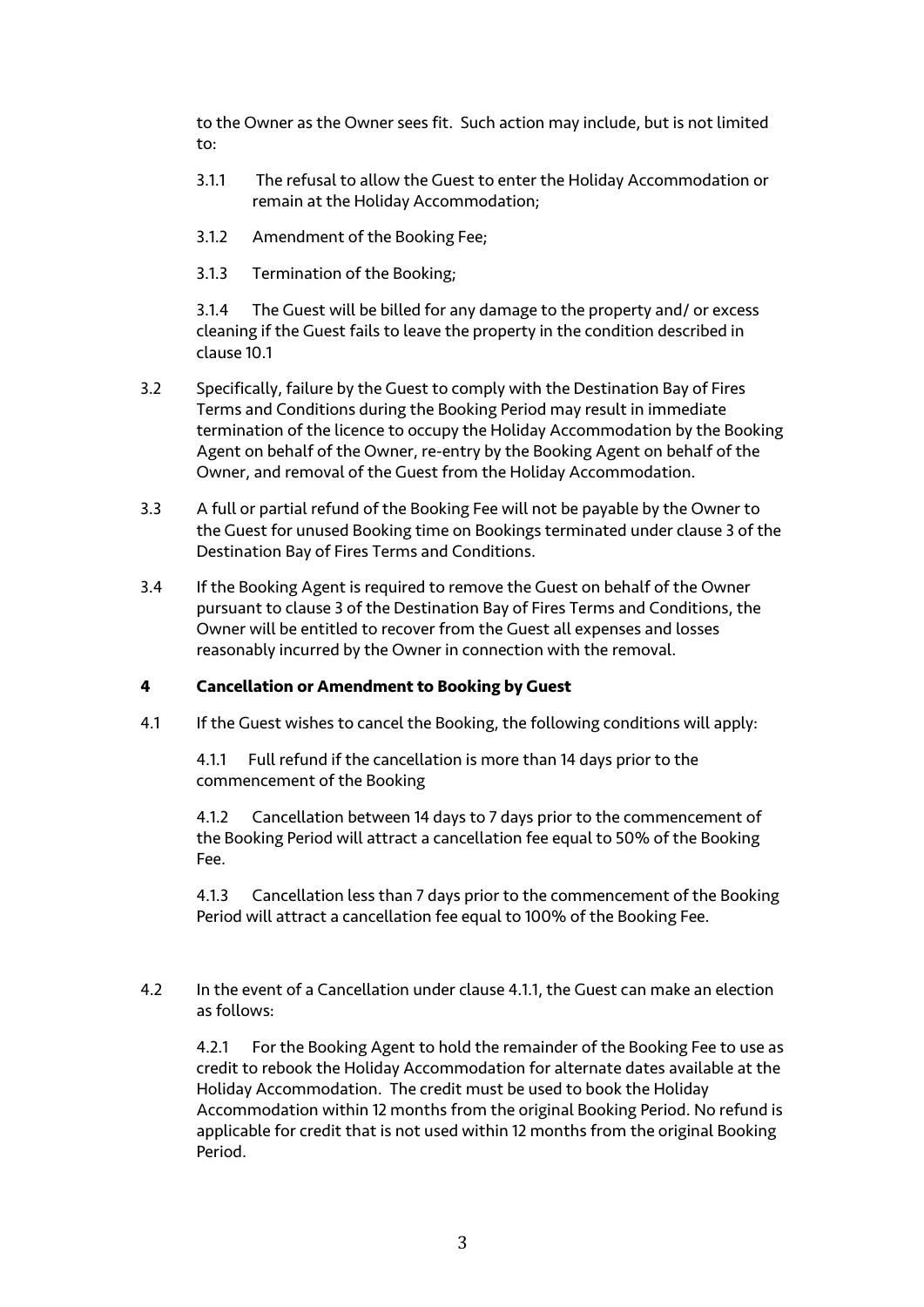to the Owner as the Owner sees fit. Such action may include, but is not limited to:

3.1.1 The refusal to allow the Guest to enter the Holiday Accommodation or remain at the Holiday Accommodation;

3.1.2 Amendment of the Booking Fee;

3.1.3 Termination of the Booking;

3.1.4 The Guest will be billed for any damage to the property and/ or excess cleaning if the Guest fails to leave the property in the condition described in clause 10.1

3.2 Specifically, failure by the Guest to comply with the Destination Bay of Fires Terms and Conditions during the Booking Period may result in immediate termination of the licence to occupy the Holiday Accommodation by the Booking Agent on behalf of the Owner, re-entry by the Booking Agent on behalf of the Owner, and removal of the Guest from the Holiday Accommodation.

3.3 A full or partial refund of the Booking Fee will not be payable by the Owner to the Guest for unused Booking time on Bookings terminated under clause 3 of the Destination Bay of Fires Terms and Conditions.

3.4 If the Booking Agent is required to remove the Guest on behalf of the Owner pursuant to clause 3 of the Destination Bay of Fires Terms and Conditions, the Owner will be entitled to recover from the Guest all expenses and losses reasonably incurred by the Owner in connection with the removal.

## 4 Cancellation or Amendment to Booking by Guest

4.1 If the Guest wishes to cancel the Booking, the following conditions will apply:

4.1.1 Full refund if the cancellation is more than 14 days prior to the commencement of the Booking

4.1.2 Cancellation between 14 days to 7 days prior to the commencement of the Booking Period will attract a cancellation fee equal to 50% of the Booking Fee.

4.1.3 Cancellation less than 7 days prior to the commencement of the Booking Period will attract a cancellation fee equal to 100% of the Booking Fee.

4.2 In the event of a Cancellation under clause 4.1.1, the Guest can make an election as follows:

4.2.1 For the Booking Agent to hold the remainder of the Booking Fee to use as credit to rebook the Holiday Accommodation for alternate dates available at the Holiday Accommodation. The credit must be used to book the Holiday Accommodation within 12 months from the original Booking Period. No refund is applicable for credit that is not used within 12 months from the original Booking Period.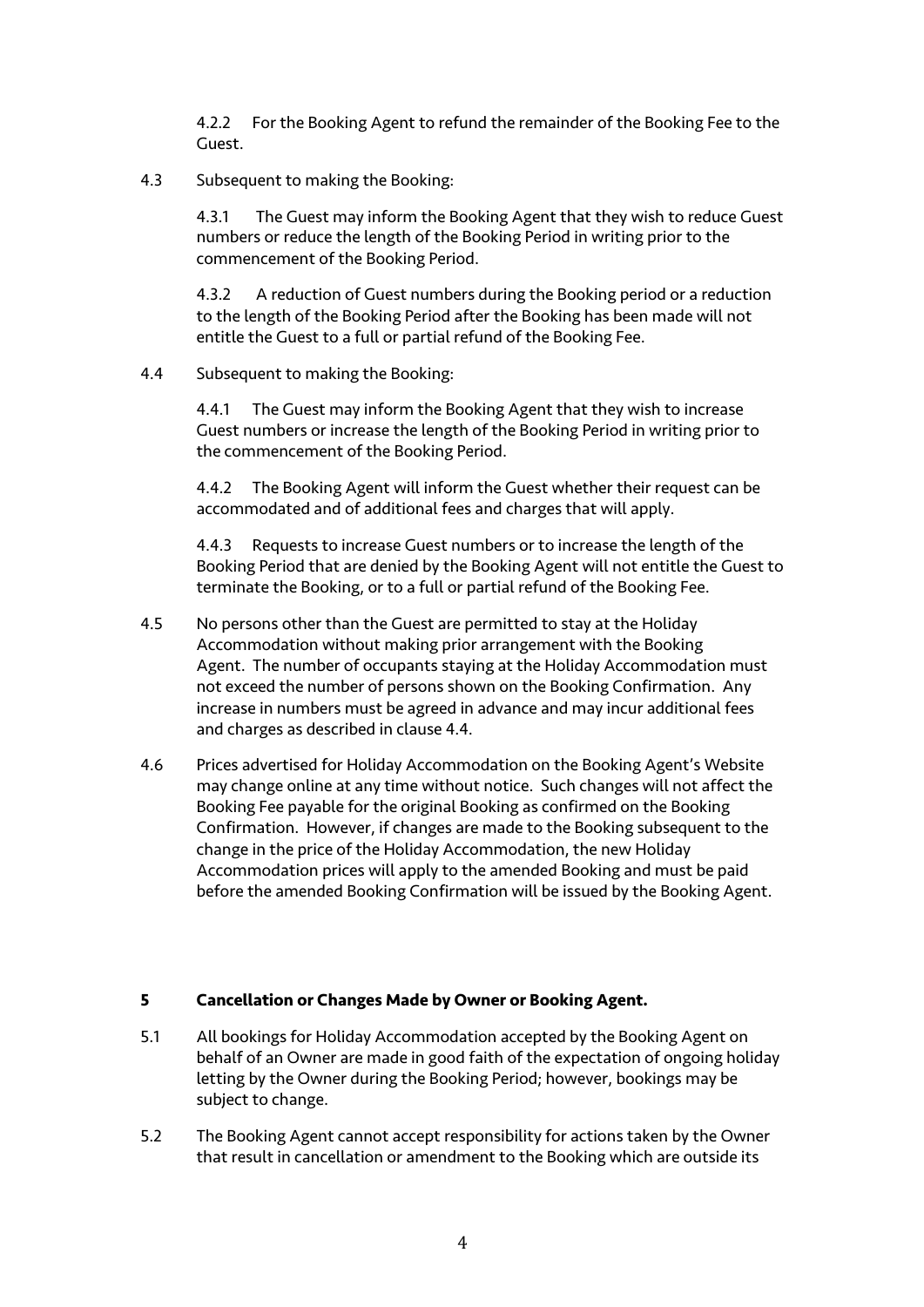4.2.2 For the Booking Agent to refund the remainder of the Booking Fee to the Guest.

4.3 Subsequent to making the Booking:

4.3.1 The Guest may inform the Booking Agent that they wish to reduce Guest numbers or reduce the length of the Booking Period in writing prior to the commencement of the Booking Period.

4.3.2 A reduction of Guest numbers during the Booking period or a reduction to the length of the Booking Period after the Booking has been made will not entitle the Guest to a full or partial refund of the Booking Fee.

4.4 Subsequent to making the Booking:

4.4.1 The Guest may inform the Booking Agent that they wish to increase Guest numbers or increase the length of the Booking Period in writing prior to the commencement of the Booking Period.

4.4.2 The Booking Agent will inform the Guest whether their request can be accommodated and of additional fees and charges that will apply.

4.4.3 Requests to increase Guest numbers or to increase the length of the Booking Period that are denied by the Booking Agent will not entitle the Guest to terminate the Booking, or to a full or partial refund of the Booking Fee.

4.5 No persons other than the Guest are permitted to stay at the Holiday Accommodation without making prior arrangement with the Booking Agent. The number of occupants staying at the Holiday Accommodation must not exceed the number of persons shown on the Booking Confirmation. Any increase in numbers must be agreed in advance and may incur additional fees and charges as described in clause 4.4.

4.6 Prices advertised for Holiday Accommodation on the Booking Agent's Website may change online at any time without notice. Such changes will not affect the Booking Fee payable for the original Booking as confirmed on the Booking Confirmation. However, if changes are made to the Booking subsequent to the change in the price of the Holiday Accommodation, the new Holiday Accommodation prices will apply to the amended Booking and must be paid before the amended Booking Confirmation will be issued by the Booking Agent.

## 5 Cancellation or Changes Made by Owner or Booking Agent.

5.1 All bookings for Holiday Accommodation accepted by the Booking Agent on behalf of an Owner are made in good faith of the expectation of ongoing holiday letting by the Owner during the Booking Period; however, bookings may be subject to change.

5.2 The Booking Agent cannot accept responsibility for actions taken by the Owner that result in cancellation or amendment to the Booking which are outside its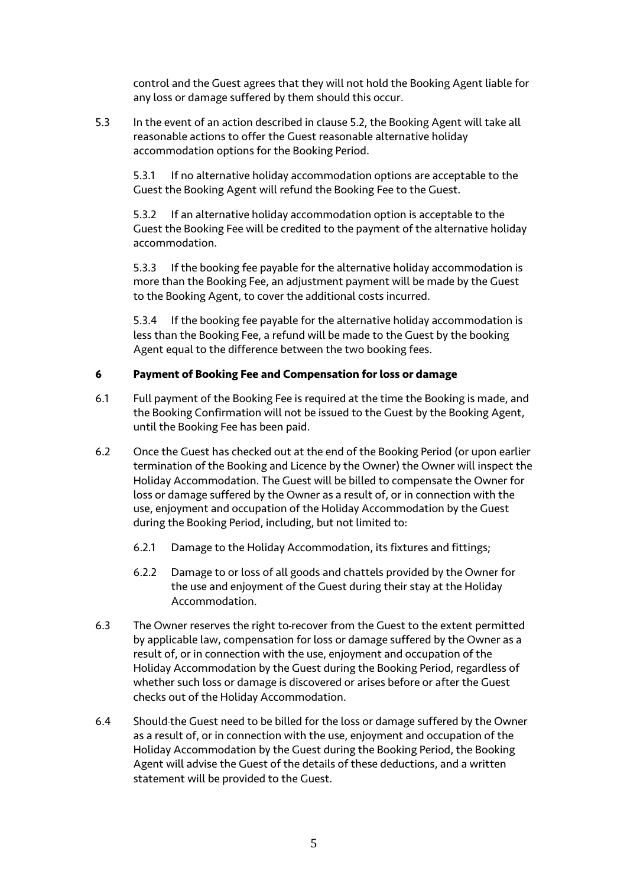control and the Guest agrees that they will not hold the Booking Agent liable for any loss or damage suffered by them should this occur.

5.3 In the event of an action described in clause 5.2, the Booking Agent will take all reasonable actions to offer the Guest reasonable alternative holiday accommodation options for the Booking Period.

5.3.1 If no alternative holiday accommodation options are acceptable to the Guest the Booking Agent will refund the Booking Fee to the Guest.

5.3.2 If an alternative holiday accommodation option is acceptable to the Guest the Booking Fee will be credited to the payment of the alternative holiday accommodation.

5.3.3 If the booking fee payable for the alternative holiday accommodation is more than the Booking Fee, an adjustment payment will be made by the Guest to the Booking Agent, to cover the additional costs incurred.

5.3.4 If the booking fee payable for the alternative holiday accommodation is less than the Booking Fee, a refund will be made to the Guest by the booking Agent equal to the difference between the two booking fees.

## 6 Payment of Booking Fee and Compensation for loss or damage

6.1 Full payment of the Booking Fee is required at the time the Booking is made, and the Booking Confirmation will not be issued to the Guest by the Booking Agent, until the Booking Fee has been paid.

6.2 Once the Guest has checked out at the end of the Booking Period (or upon earlier termination of the Booking and Licence by the Owner) the Owner will inspect the Holiday Accommodation. The Guest will be billed to compensate the Owner for loss or damage suffered by the Owner as a result of, or in connection with the use, enjoyment and occupation of the Holiday Accommodation by the Guest during the Booking Period, including, but not limited to:

6.2.1 Damage to the Holiday Accommodation, its fixtures and fittings;

6.2.2 Damage to or loss of all goods and chattels provided by the Owner for the use and enjoyment of the Guest during their stay at the Holiday Accommodation.

6.3 The Owner reserves the right to recover from the Guest to the extent permitted by applicable law, compensation for loss or damage suffered by the Owner as a result of, or in connection with the use, enjoyment and occupation of the Holiday Accommodation by the Guest during the Booking Period, regardless of whether such loss or damage is discovered or arises before or after the Guest checks out of the Holiday Accommodation.

6.4 Should the Guest need to be billed for the loss or damage suffered by the Owner as a result of, or in connection with the use, enjoyment and occupation of the Holiday Accommodation by the Guest during the Booking Period, the Booking Agent will advise the Guest of the details of these deductions, and a written statement will be provided to the Guest.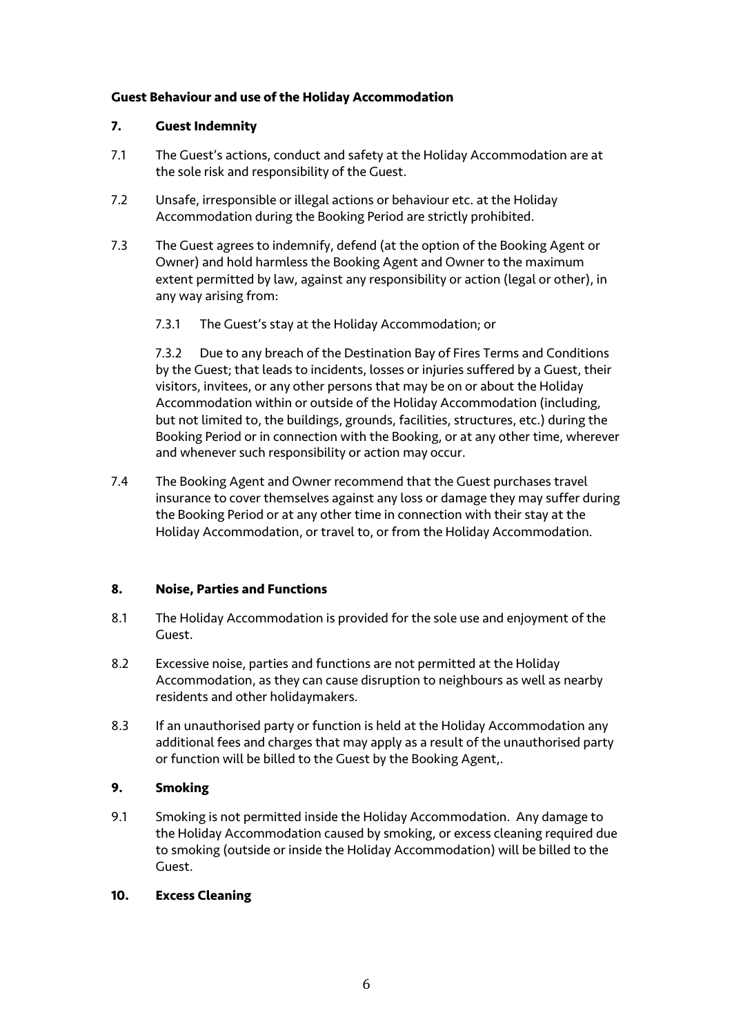**Guest Behaviour and use of the Holiday Accommodation**

## 7. Guest Indemnity

7.1 The Guest's actions, conduct and safety at the Holiday Accommodation are at the sole risk and responsibility of the Guest.

7.2 Unsafe, irresponsible or illegal actions or behaviour etc. at the Holiday Accommodation during the Booking Period are strictly prohibited.

7.3 The Guest agrees to indemnify, defend (at the option of the Booking Agent or Owner) and hold harmless the Booking Agent and Owner to the maximum extent permitted by law, against any responsibility or action (legal or other), in any way arising from:

7.3.1 The Guest's stay at the Holiday Accommodation; or

7.3.2 Due to any breach of the Destination Bay of Fires Terms and Conditions by the Guest; that leads to incidents, losses or injuries suffered by a Guest, their visitors, invitees, or any other persons that may be on or about the Holiday Accommodation within or outside of the Holiday Accommodation (including, but not limited to, the buildings, grounds, facilities, structures, etc.) during the Booking Period or in connection with the Booking, or at any other time, wherever and whenever such responsibility or action may occur.

7.4 The Booking Agent and Owner recommend that the Guest purchases travel insurance to cover themselves against any loss or damage they may suffer during the Booking Period or at any other time in connection with their stay at the Holiday Accommodation, or travel to, or from the Holiday Accommodation.

## 8. Noise, Parties and Functions

8.1 The Holiday Accommodation is provided for the sole use and enjoyment of the Guest.

8.2 Excessive noise, parties and functions are not permitted at the Holiday Accommodation, as they can cause disruption to neighbours as well as nearby residents and other holidaymakers.

8.3 If an unauthorised party or function is held at the Holiday Accommodation any additional fees and charges that may apply as a result of the unauthorised party or function will be billed to the Guest by the Booking Agent,.

## 9. Smoking

9.1 Smoking is not permitted inside the Holiday Accommodation. Any damage to the Holiday Accommodation caused by smoking, or excess cleaning required due to smoking (outside or inside the Holiday Accommodation) will be billed to the Guest.

## 10. Excess Cleaning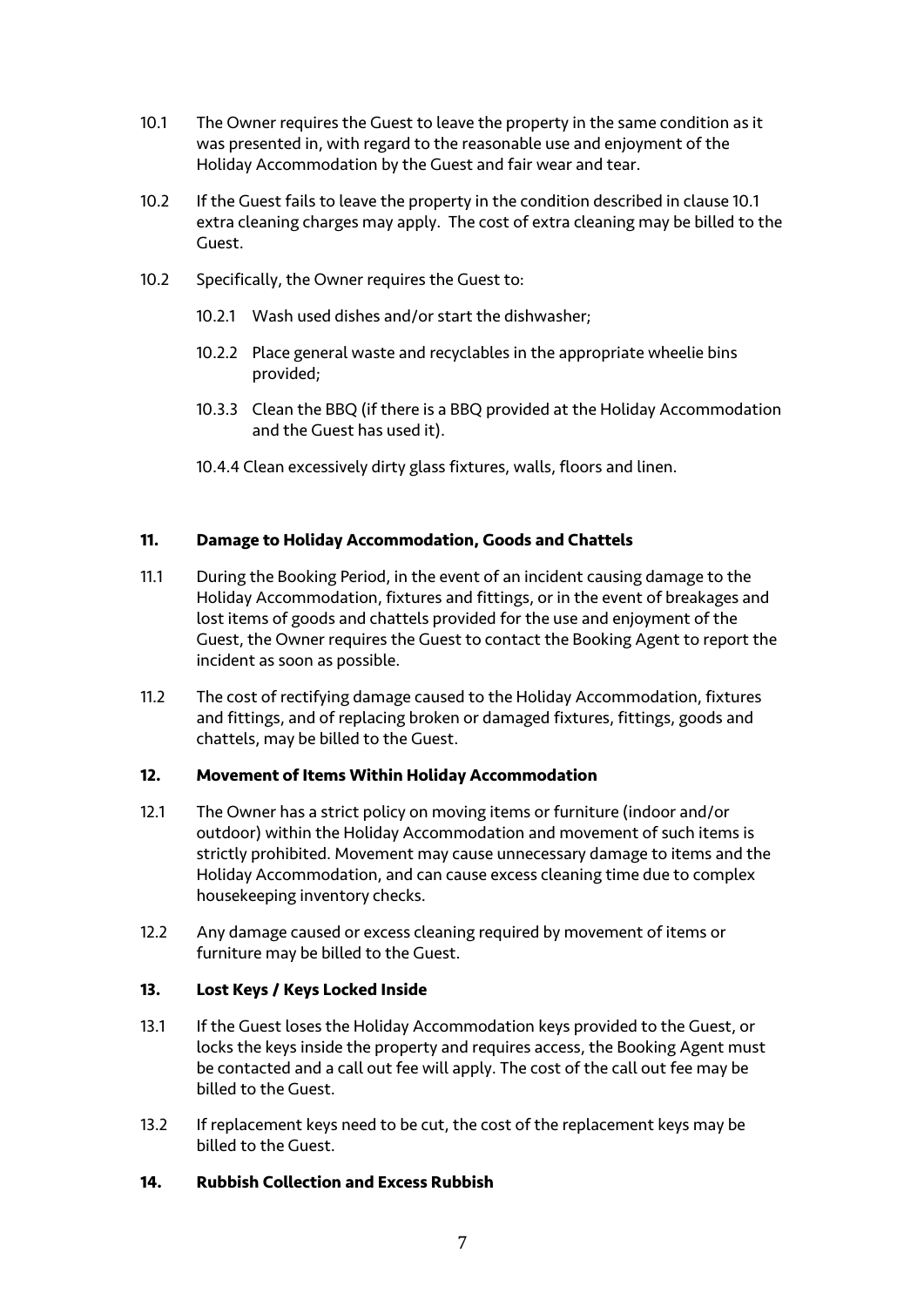10.1 The Owner requires the Guest to leave the property in the same condition as it was presented in, with regard to the reasonable use and enjoyment of the Holiday Accommodation by the Guest and fair wear and tear.

10.2 If the Guest fails to leave the property in the condition described in clause 10.1 extra cleaning charges may apply. The cost of extra cleaning may be billed to the Guest.

10.2 Specifically, the Owner requires the Guest to:

10.2.1 Wash used dishes and/or start the dishwasher;

10.2.2 Place general waste and recyclables in the appropriate wheelie bins provided;

10.3.3 Clean the BBQ (if there is a BBQ provided at the Holiday Accommodation and the Guest has used it).

10.4.4 Clean excessively dirty glass fixtures, walls, floors and linen.

## 11. Damage to Holiday Accommodation, Goods and Chattels

11.1 During the Booking Period, in the event of an incident causing damage to the Holiday Accommodation, fixtures and fittings, or in the event of breakages and lost items of goods and chattels provided for the use and enjoyment of the Guest, the Owner requires the Guest to contact the Booking Agent to report the incident as soon as possible.

11.2 The cost of rectifying damage caused to the Holiday Accommodation, fixtures and fittings, and of replacing broken or damaged fixtures, fittings, goods and chattels, may be billed to the Guest.

## 12. Movement of Items Within Holiday Accommodation

12.1 The Owner has a strict policy on moving items or furniture (indoor and/or outdoor) within the Holiday Accommodation and movement of such items is strictly prohibited. Movement may cause unnecessary damage to items and the Holiday Accommodation, and can cause excess cleaning time due to complex housekeeping inventory checks.

12.2 Any damage caused or excess cleaning required by movement of items or furniture may be billed to the Guest.

## 13. Lost Keys / Keys Locked Inside

13.1 If the Guest loses the Holiday Accommodation keys provided to the Guest, or locks the keys inside the property and requires access, the Booking Agent must be contacted and a call out fee will apply. The cost of the call out fee may be billed to the Guest.

13.2 If replacement keys need to be cut, the cost of the replacement keys may be billed to the Guest.

## 14. Rubbish Collection and Excess Rubbish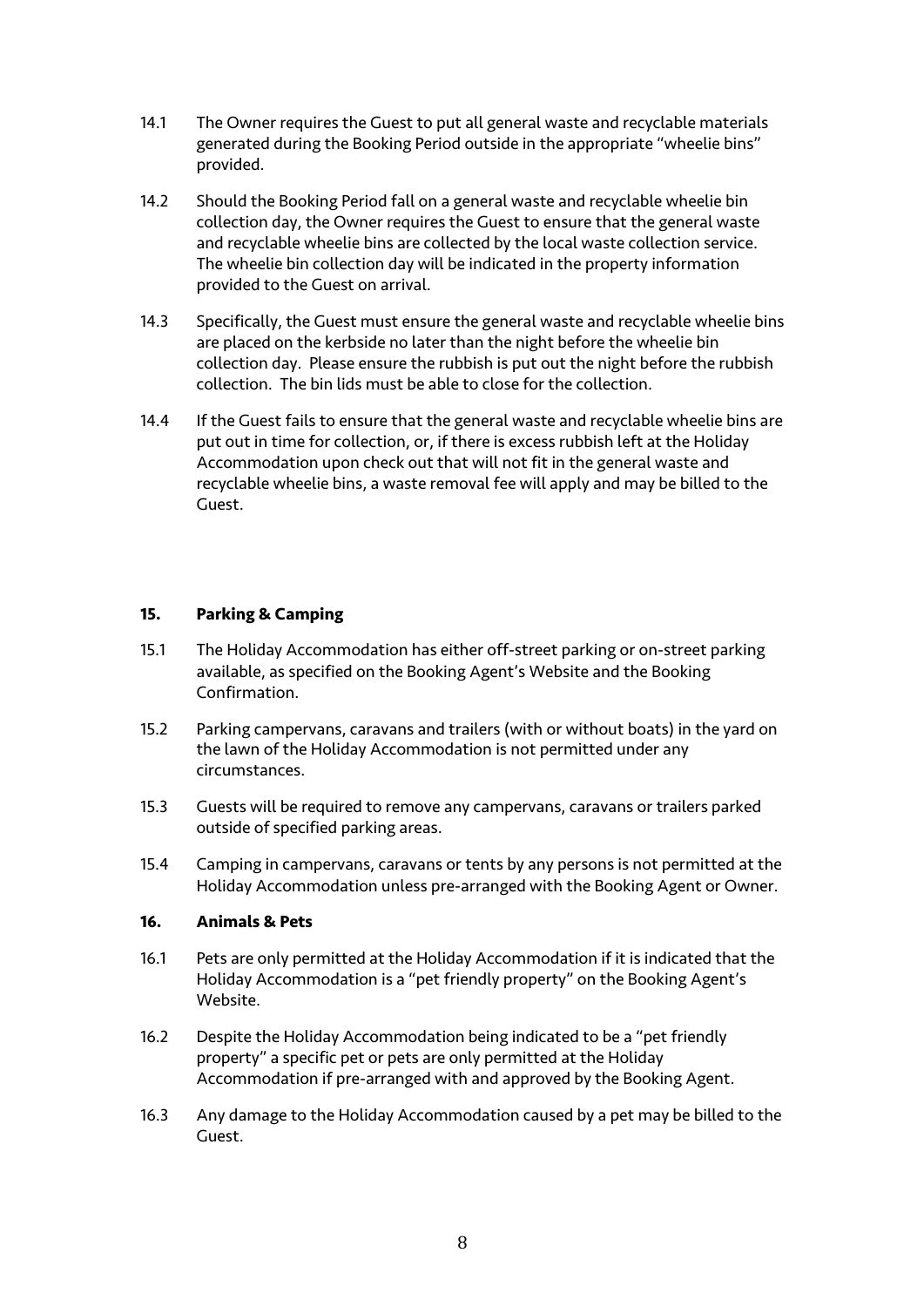14.1 The Owner requires the Guest to put all general waste and recyclable materials generated during the Booking Period outside in the appropriate "wheelie bins" provided.

14.2 Should the Booking Period fall on a general waste and recyclable wheelie bin collection day, the Owner requires the Guest to ensure that the general waste and recyclable wheelie bins are collected by the local waste collection service. The wheelie bin collection day will be indicated in the property information provided to the Guest on arrival.

14.3 Specifically, the Guest must ensure the general waste and recyclable wheelie bins are placed on the kerbside no later than the night before the wheelie bin collection day. Please ensure the rubbish is put out the night before the rubbish collection. The bin lids must be able to close for the collection.

14.4 If the Guest fails to ensure that the general waste and recyclable wheelie bins are put out in time for collection, or, if there is excess rubbish left at the Holiday Accommodation upon check out that will not fit in the general waste and recyclable wheelie bins, a waste removal fee will apply and may be billed to the Guest.

## 15. Parking & Camping

15.1 The Holiday Accommodation has either off-street parking or on-street parking available, as specified on the Booking Agent's Website and the Booking Confirmation.

15.2 Parking campervans, caravans and trailers (with or without boats) in the yard on the lawn of the Holiday Accommodation is not permitted under any circumstances.

15.3 Guests will be required to remove any campervans, caravans or trailers parked outside of specified parking areas.

15.4 Camping in campervans, caravans or tents by any persons is not permitted at the Holiday Accommodation unless pre-arranged with the Booking Agent or Owner.

## 16. Animals & Pets

16.1 Pets are only permitted at the Holiday Accommodation if it is indicated that the Holiday Accommodation is a "pet friendly property" on the Booking Agent's Website.

16.2 Despite the Holiday Accommodation being indicated to be a "pet friendly property" a specific pet or pets are only permitted at the Holiday Accommodation if pre-arranged with and approved by the Booking Agent.

16.3 Any damage to the Holiday Accommodation caused by a pet may be billed to the Guest.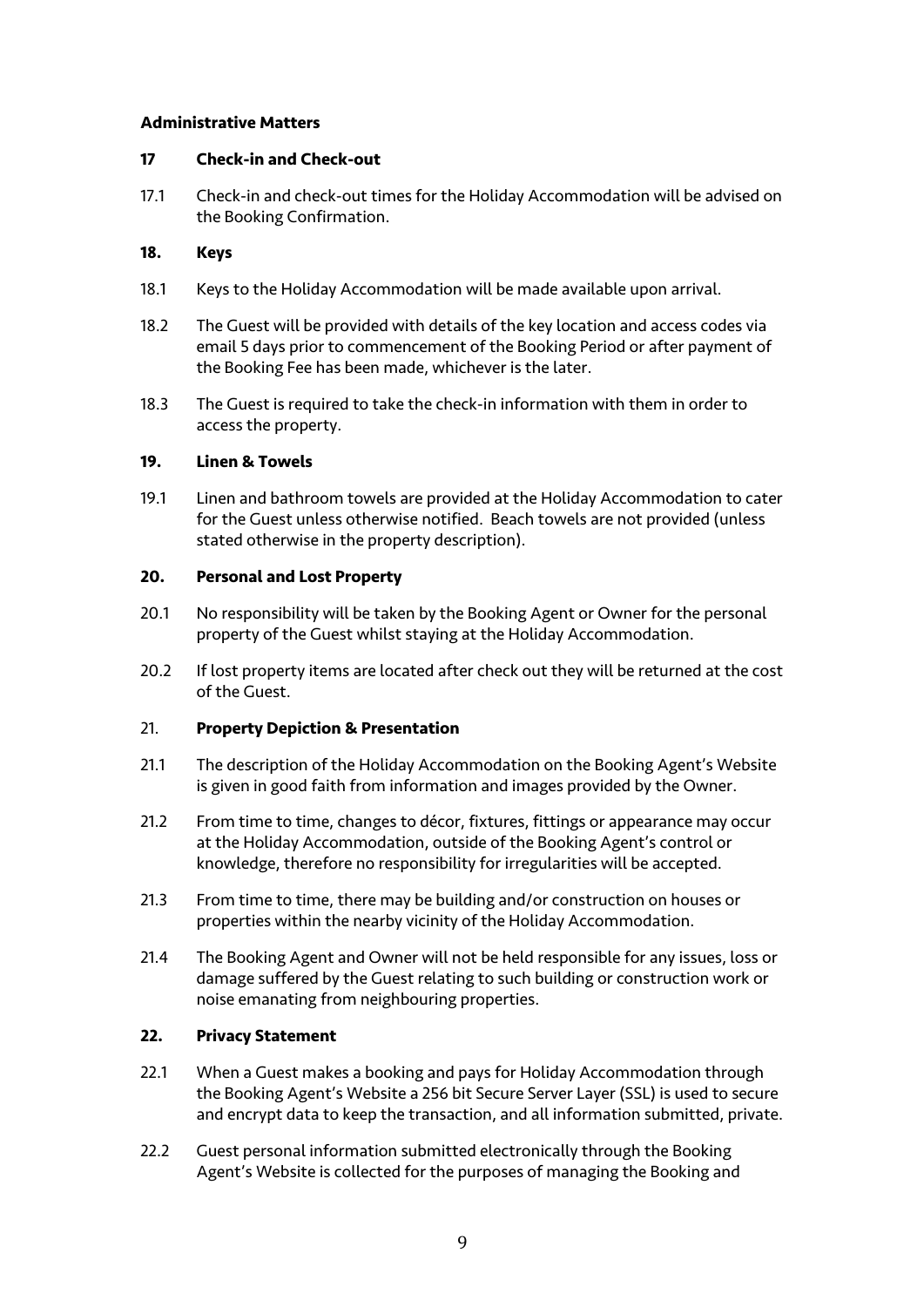**Administrative Matters**

**17 Check-in and Check-out**

17.1 Check-in and check-out times for the Holiday Accommodation will be advised on the Booking Confirmation.

**18. Keys**

18.1 Keys to the Holiday Accommodation will be made available upon arrival.

18.2 The Guest will be provided with details of the key location and access codes via email 5 days prior to commencement of the Booking Period or after payment of the Booking Fee has been made, whichever is the later.

18.3 The Guest is required to take the check-in information with them in order to access the property.

**19. Linen & Towels**

19.1 Linen and bathroom towels are provided at the Holiday Accommodation to cater for the Guest unless otherwise notified. Beach towels are not provided (unless stated otherwise in the property description).

**20. Personal and Lost Property**

20.1 No responsibility will be taken by the Booking Agent or Owner for the personal property of the Guest whilst staying at the Holiday Accommodation.

20.2 If lost property items are located after check out they will be returned at the cost of the Guest.

21. **Property Depiction & Presentation**

21.1 The description of the Holiday Accommodation on the Booking Agent's Website is given in good faith from information and images provided by the Owner.

21.2 From time to time, changes to décor, fixtures, fittings or appearance may occur at the Holiday Accommodation, outside of the Booking Agent's control or knowledge, therefore no responsibility for irregularities will be accepted.

21.3 From time to time, there may be building and/or construction on houses or properties within the nearby vicinity of the Holiday Accommodation.

21.4 The Booking Agent and Owner will not be held responsible for any issues, loss or damage suffered by the Guest relating to such building or construction work or noise emanating from neighbouring properties.

**22. Privacy Statement**

22.1 When a Guest makes a booking and pays for Holiday Accommodation through the Booking Agent's Website a 256 bit Secure Server Layer (SSL) is used to secure and encrypt data to keep the transaction, and all information submitted, private.

22.2 Guest personal information submitted electronically through the Booking Agent's Website is collected for the purposes of managing the Booking and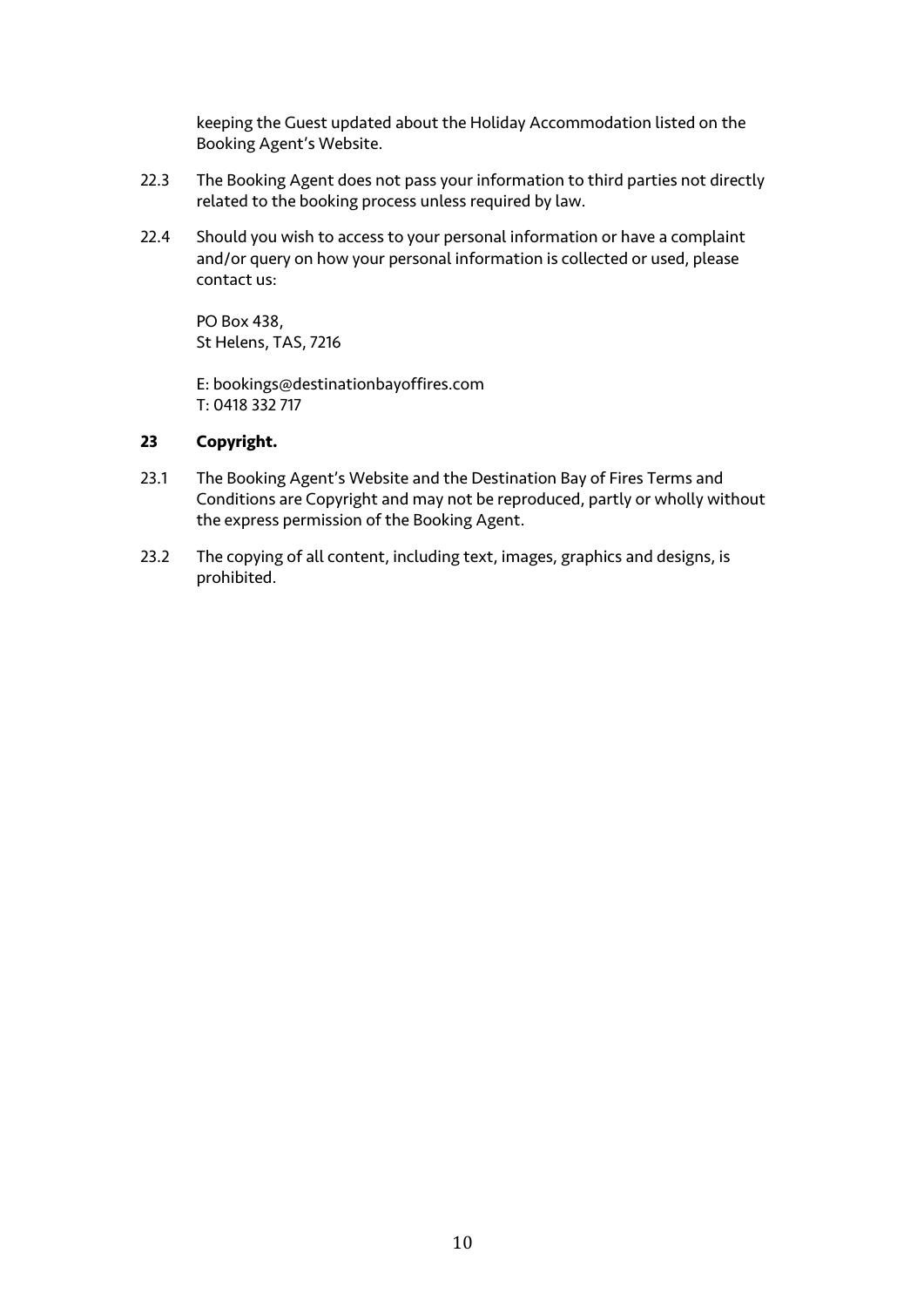keeping the Guest updated about the Holiday Accommodation listed on the Booking Agent's Website.

22.3 The Booking Agent does not pass your information to third parties not directly related to the booking process unless required by law.

22.4 Should you wish to access to your personal information or have a complaint and/or query on how your personal information is collected or used, please contact us:

PO Box 438,
St Helens, TAS, 7216

E: bookings@destinationbayoffires.com
T: 0418 332 717

## 23 Copyright.

23.1 The Booking Agent's Website and the Destination Bay of Fires Terms and Conditions are Copyright and may not be reproduced, partly or wholly without the express permission of the Booking Agent.

23.2 The copying of all content, including text, images, graphics and designs, is prohibited.